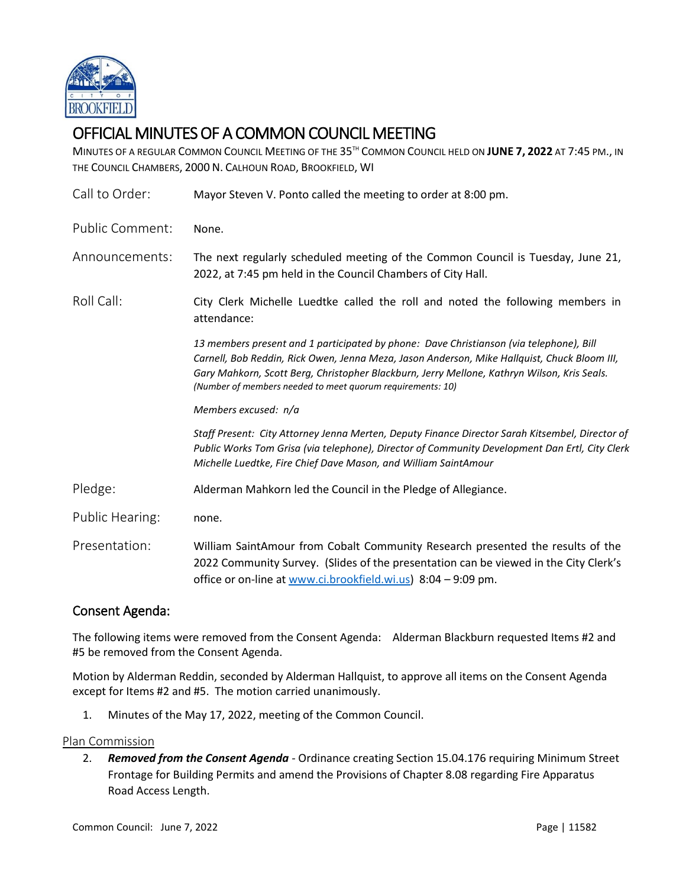# OFFICIAL MINUTES OF A COMMON COUNCIL MEETING

MINUTES OF A REGULAR COMMON COUNCIL MEETING OF THE 35TH COMMON COUNCIL HELD ON **JUNE 7, 2022** AT 7:45 PM., IN THE COUNCIL CHAMBERS, 2000 N. CALHOUN ROAD, BROOKFIELD, WI

Call to Order: Mayor Steven V. Ponto called the meeting to order at 8:00 pm.

Public Comment: None.

Announcements: The next regularly scheduled meeting of the Common Council is Tuesday, June 21, 2022, at 7:45 pm held in the Council Chambers of City Hall.

Roll Call: City Clerk Michelle Luedtke called the roll and noted the following members in attendance:

*13 members present and 1 participated by phone: Dave Christianson (via telephone), Bill Carnell, Bob Reddin, Rick Owen, Jenna Meza, Jason Anderson, Mike Hallquist, Chuck Bloom III, Gary Mahkorn, Scott Berg, Christopher Blackburn, Jerry Mellone, Kathryn Wilson, Kris Seals. (Number of members needed to meet quorum requirements: 10)*

*Members excused: n/a*

*Staff Present: City Attorney Jenna Merten, Deputy Finance Director Sarah Kitsembel, Director of Public Works Tom Grisa (via telephone), Director of Community Development Dan Ertl, City Clerk Michelle Luedtke, Fire Chief Dave Mason, and William SaintAmour*

Pledge: Alderman Mahkorn led the Council in the Pledge of Allegiance.

Public Hearing: none.

Presentation: William SaintAmour from Cobalt Community Research presented the results of the 2022 Community Survey. (Slides of the presentation can be viewed in the City Clerk's office or on-line at www.ci.brookfield.wi.us) 8:04 – 9:09 pm.

## Consent Agenda:

The following items were removed from the Consent Agenda: Alderman Blackburn requested Items #2 and #5 be removed from the Consent Agenda.

Motion by Alderman Reddin, seconded by Alderman Hallquist, to approve all items on the Consent Agenda except for Items #2 and #5. The motion carried unanimously.

1. Minutes of the May 17, 2022, meeting of the Common Council.

Plan Commission

2. ***Removed from the Consent Agenda*** - Ordinance creating Section 15.04.176 requiring Minimum Street Frontage for Building Permits and amend the Provisions of Chapter 8.08 regarding Fire Apparatus Road Access Length.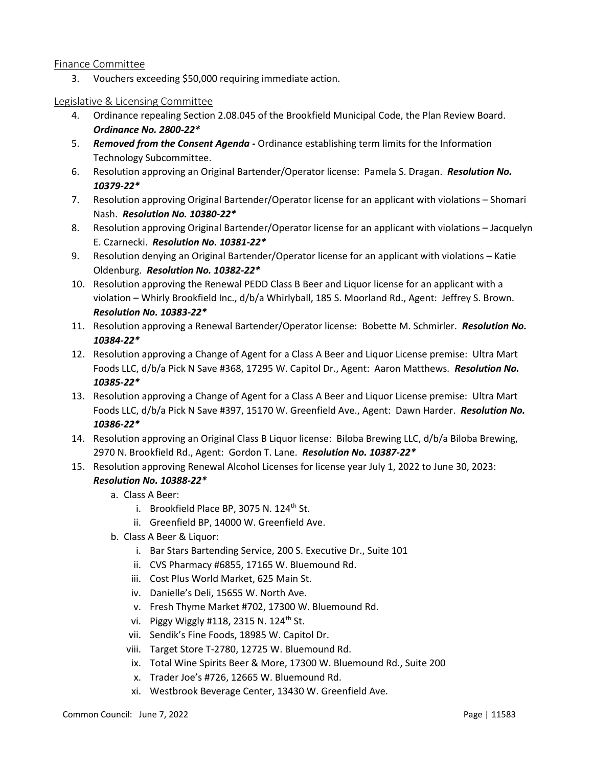## Finance Committee

3. Vouchers exceeding $50,000 requiring immediate action.

## Legislative & Licensing Committee

4. Ordinance repealing Section 2.08.045 of the Brookfield Municipal Code, the Plan Review Board. ***Ordinance No. 2800-22****
5. ***Removed from the Consent Agenda -*** Ordinance establishing term limits for the Information Technology Subcommittee.
6. Resolution approving an Original Bartender/Operator license: Pamela S. Dragan. ***Resolution No. 10379-22****
7. Resolution approving Original Bartender/Operator license for an applicant with violations – Shomari Nash. ***Resolution No. 10380-22****
8. Resolution approving Original Bartender/Operator license for an applicant with violations – Jacquelyn E. Czarnecki. ***Resolution No. 10381-22****
9. Resolution denying an Original Bartender/Operator license for an applicant with violations – Katie Oldenburg. ***Resolution No. 10382-22****
10. Resolution approving the Renewal PEDD Class B Beer and Liquor license for an applicant with a violation – Whirly Brookfield Inc., d/b/a Whirlyball, 185 S. Moorland Rd., Agent: Jeffrey S. Brown. ***Resolution No. 10383-22****
11. Resolution approving a Renewal Bartender/Operator license: Bobette M. Schmirler. ***Resolution No. 10384-22****
12. Resolution approving a Change of Agent for a Class A Beer and Liquor License premise: Ultra Mart Foods LLC, d/b/a Pick N Save #368, 17295 W. Capitol Dr., Agent: Aaron Matthews. ***Resolution No. 10385-22****
13. Resolution approving a Change of Agent for a Class A Beer and Liquor License premise: Ultra Mart Foods LLC, d/b/a Pick N Save #397, 15170 W. Greenfield Ave., Agent: Dawn Harder. ***Resolution No. 10386-22****
14. Resolution approving an Original Class B Liquor license: Biloba Brewing LLC, d/b/a Biloba Brewing, 2970 N. Brookfield Rd., Agent: Gordon T. Lane. ***Resolution No. 10387-22****
15. Resolution approving Renewal Alcohol Licenses for license year July 1, 2022 to June 30, 2023: ***Resolution No. 10388-22****
    a. Class A Beer:
        i. Brookfield Place BP, 3075 N. 124th St.
        ii. Greenfield BP, 14000 W. Greenfield Ave.
    b. Class A Beer & Liquor:
        i. Bar Stars Bartending Service, 200 S. Executive Dr., Suite 101
        ii. CVS Pharmacy #6855, 17165 W. Bluemound Rd.
        iii. Cost Plus World Market, 625 Main St.
        iv. Danielle's Deli, 15655 W. North Ave.
        v. Fresh Thyme Market #702, 17300 W. Bluemound Rd.
        vi. Piggy Wiggly #118, 2315 N. 124th St.
        vii. Sendik's Fine Foods, 18985 W. Capitol Dr.
        viii. Target Store T-2780, 12725 W. Bluemound Rd.
        ix. Total Wine Spirits Beer & More, 17300 W. Bluemound Rd., Suite 200
        x. Trader Joe's #726, 12665 W. Bluemound Rd.
        xi. Westbrook Beverage Center, 13430 W. Greenfield Ave.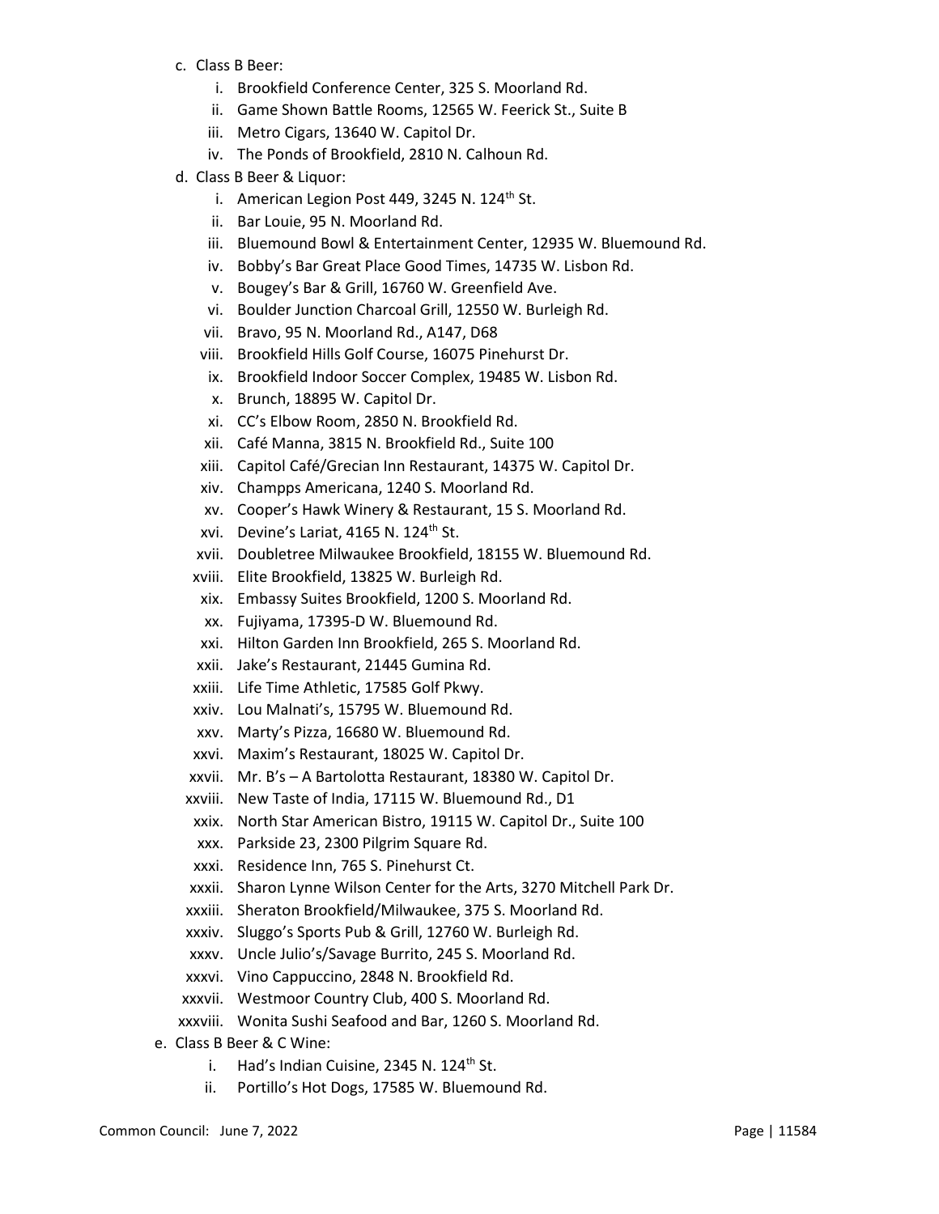c. Class B Beer:
    i. Brookfield Conference Center, 325 S. Moorland Rd.
    ii. Game Shown Battle Rooms, 12565 W. Feerick St., Suite B
    iii. Metro Cigars, 13640 W. Capitol Dr.
    iv. The Ponds of Brookfield, 2810 N. Calhoun Rd.

d. Class B Beer & Liquor:
    i. American Legion Post 449, 3245 N. 124th St.
    ii. Bar Louie, 95 N. Moorland Rd.
    iii. Bluemound Bowl & Entertainment Center, 12935 W. Bluemound Rd.
    iv. Bobby's Bar Great Place Good Times, 14735 W. Lisbon Rd.
    v. Bougey's Bar & Grill, 16760 W. Greenfield Ave.
    vi. Boulder Junction Charcoal Grill, 12550 W. Burleigh Rd.
    vii. Bravo, 95 N. Moorland Rd., A147, D68
    viii. Brookfield Hills Golf Course, 16075 Pinehurst Dr.
    ix. Brookfield Indoor Soccer Complex, 19485 W. Lisbon Rd.
    x. Brunch, 18895 W. Capitol Dr.
    xi. CC's Elbow Room, 2850 N. Brookfield Rd.
    xii. Café Manna, 3815 N. Brookfield Rd., Suite 100
    xiii. Capitol Café/Grecian Inn Restaurant, 14375 W. Capitol Dr.
    xiv. Champps Americana, 1240 S. Moorland Rd.
    xv. Cooper's Hawk Winery & Restaurant, 15 S. Moorland Rd.
    xvi. Devine's Lariat, 4165 N. 124th St.
    xvii. Doubletree Milwaukee Brookfield, 18155 W. Bluemound Rd.
    xviii. Elite Brookfield, 13825 W. Burleigh Rd.
    xix. Embassy Suites Brookfield, 1200 S. Moorland Rd.
    xx. Fujiyama, 17395-D W. Bluemound Rd.
    xxi. Hilton Garden Inn Brookfield, 265 S. Moorland Rd.
    xxii. Jake's Restaurant, 21445 Gumina Rd.
    xxiii. Life Time Athletic, 17585 Golf Pkwy.
    xxiv. Lou Malnati's, 15795 W. Bluemound Rd.
    xxv. Marty's Pizza, 16680 W. Bluemound Rd.
    xxvi. Maxim's Restaurant, 18025 W. Capitol Dr.
    xxvii. Mr. B's – A Bartolotta Restaurant, 18380 W. Capitol Dr.
    xxviii. New Taste of India, 17115 W. Bluemound Rd., D1
    xxix. North Star American Bistro, 19115 W. Capitol Dr., Suite 100
    xxx. Parkside 23, 2300 Pilgrim Square Rd.
    xxxi. Residence Inn, 765 S. Pinehurst Ct.
    xxxii. Sharon Lynne Wilson Center for the Arts, 3270 Mitchell Park Dr.
    xxxiii. Sheraton Brookfield/Milwaukee, 375 S. Moorland Rd.
    xxxiv. Sluggo's Sports Pub & Grill, 12760 W. Burleigh Rd.
    xxxv. Uncle Julio's/Savage Burrito, 245 S. Moorland Rd.
    xxxvi. Vino Cappuccino, 2848 N. Brookfield Rd.
    xxxvii. Westmoor Country Club, 400 S. Moorland Rd.
    xxxviii. Wonita Sushi Seafood and Bar, 1260 S. Moorland Rd.

e. Class B Beer & C Wine:
    i. Had's Indian Cuisine, 2345 N. 124th St.
    ii. Portillo's Hot Dogs, 17585 W. Bluemound Rd.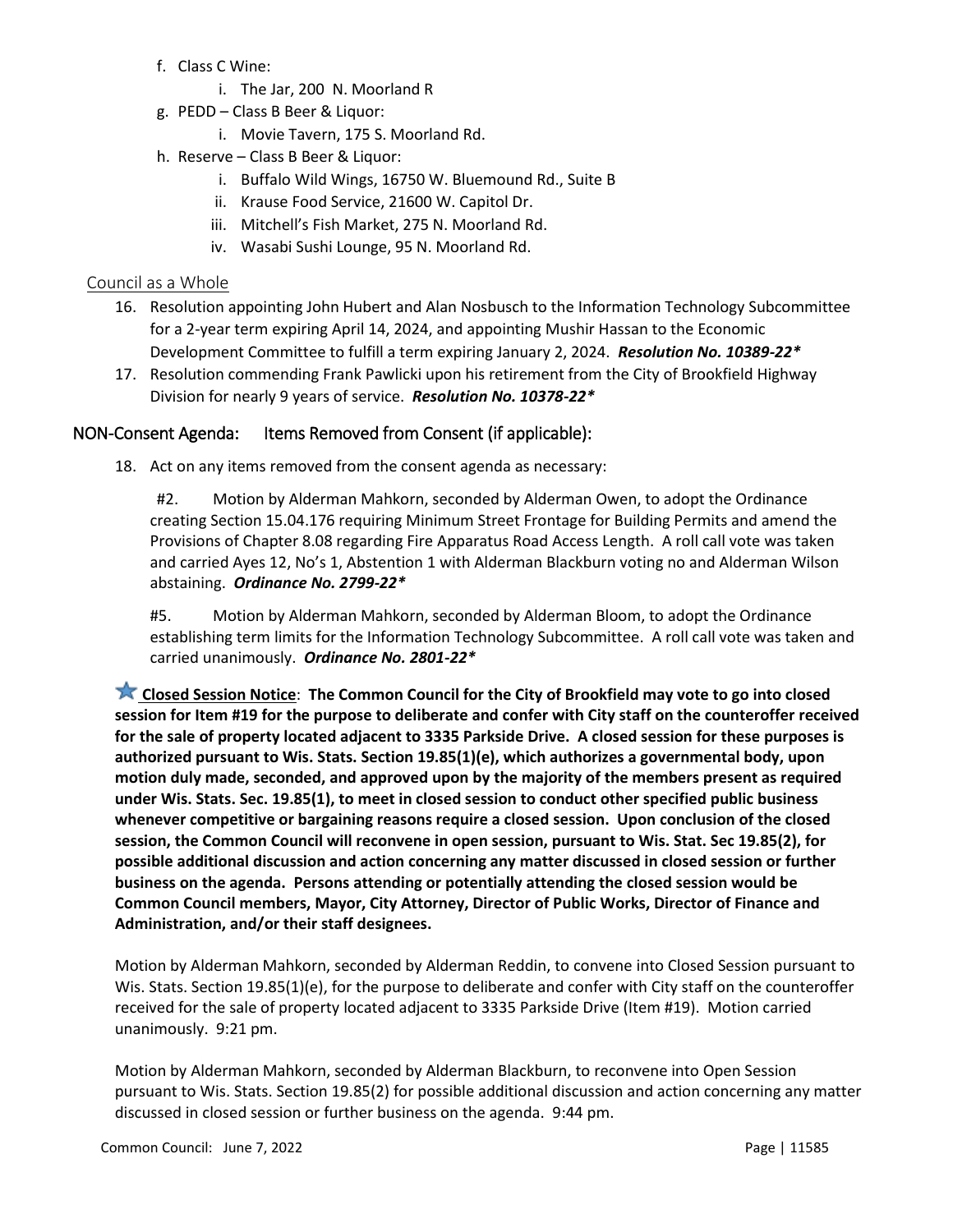f. Class C Wine:
   i. The Jar, 200 N. Moorland R
g. PEDD – Class B Beer & Liquor:
   i. Movie Tavern, 175 S. Moorland Rd.
h. Reserve – Class B Beer & Liquor:
   i. Buffalo Wild Wings, 16750 W. Bluemound Rd., Suite B
   ii. Krause Food Service, 21600 W. Capitol Dr.
   iii. Mitchell's Fish Market, 275 N. Moorland Rd.
   iv. Wasabi Sushi Lounge, 95 N. Moorland Rd.

### Council as a Whole

16. Resolution appointing John Hubert and Alan Nosbusch to the Information Technology Subcommittee for a 2-year term expiring April 14, 2024, and appointing Mushir Hassan to the Economic Development Committee to fulfill a term expiring January 2, 2024. ***Resolution No. 10389-22****
17. Resolution commending Frank Pawlicki upon his retirement from the City of Brookfield Highway Division for nearly 9 years of service. ***Resolution No. 10378-22****

## NON-Consent Agenda: Items Removed from Consent (if applicable):

18. Act on any items removed from the consent agenda as necessary:

#2. Motion by Alderman Mahkorn, seconded by Alderman Owen, to adopt the Ordinance creating Section 15.04.176 requiring Minimum Street Frontage for Building Permits and amend the Provisions of Chapter 8.08 regarding Fire Apparatus Road Access Length. A roll call vote was taken and carried Ayes 12, No's 1, Abstention 1 with Alderman Blackburn voting no and Alderman Wilson abstaining. ***Ordinance No. 2799-22****

#5. Motion by Alderman Mahkorn, seconded by Alderman Bloom, to adopt the Ordinance establishing term limits for the Information Technology Subcommittee. A roll call vote was taken and carried unanimously. ***Ordinance No. 2801-22****

**Closed Session Notice: The Common Council for the City of Brookfield may vote to go into closed session for Item #19 for the purpose to deliberate and confer with City staff on the counteroffer received for the sale of property located adjacent to 3335 Parkside Drive. A closed session for these purposes is authorized pursuant to Wis. Stats. Section 19.85(1)(e), which authorizes a governmental body, upon motion duly made, seconded, and approved upon by the majority of the members present as required under Wis. Stats. Sec. 19.85(1), to meet in closed session to conduct other specified public business whenever competitive or bargaining reasons require a closed session. Upon conclusion of the closed session, the Common Council will reconvene in open session, pursuant to Wis. Stat. Sec 19.85(2), for possible additional discussion and action concerning any matter discussed in closed session or further business on the agenda. Persons attending or potentially attending the closed session would be Common Council members, Mayor, City Attorney, Director of Public Works, Director of Finance and Administration, and/or their staff designees.**

Motion by Alderman Mahkorn, seconded by Alderman Reddin, to convene into Closed Session pursuant to Wis. Stats. Section 19.85(1)(e), for the purpose to deliberate and confer with City staff on the counteroffer received for the sale of property located adjacent to 3335 Parkside Drive (Item #19). Motion carried unanimously. 9:21 pm.

Motion by Alderman Mahkorn, seconded by Alderman Blackburn, to reconvene into Open Session pursuant to Wis. Stats. Section 19.85(2) for possible additional discussion and action concerning any matter discussed in closed session or further business on the agenda. 9:44 pm.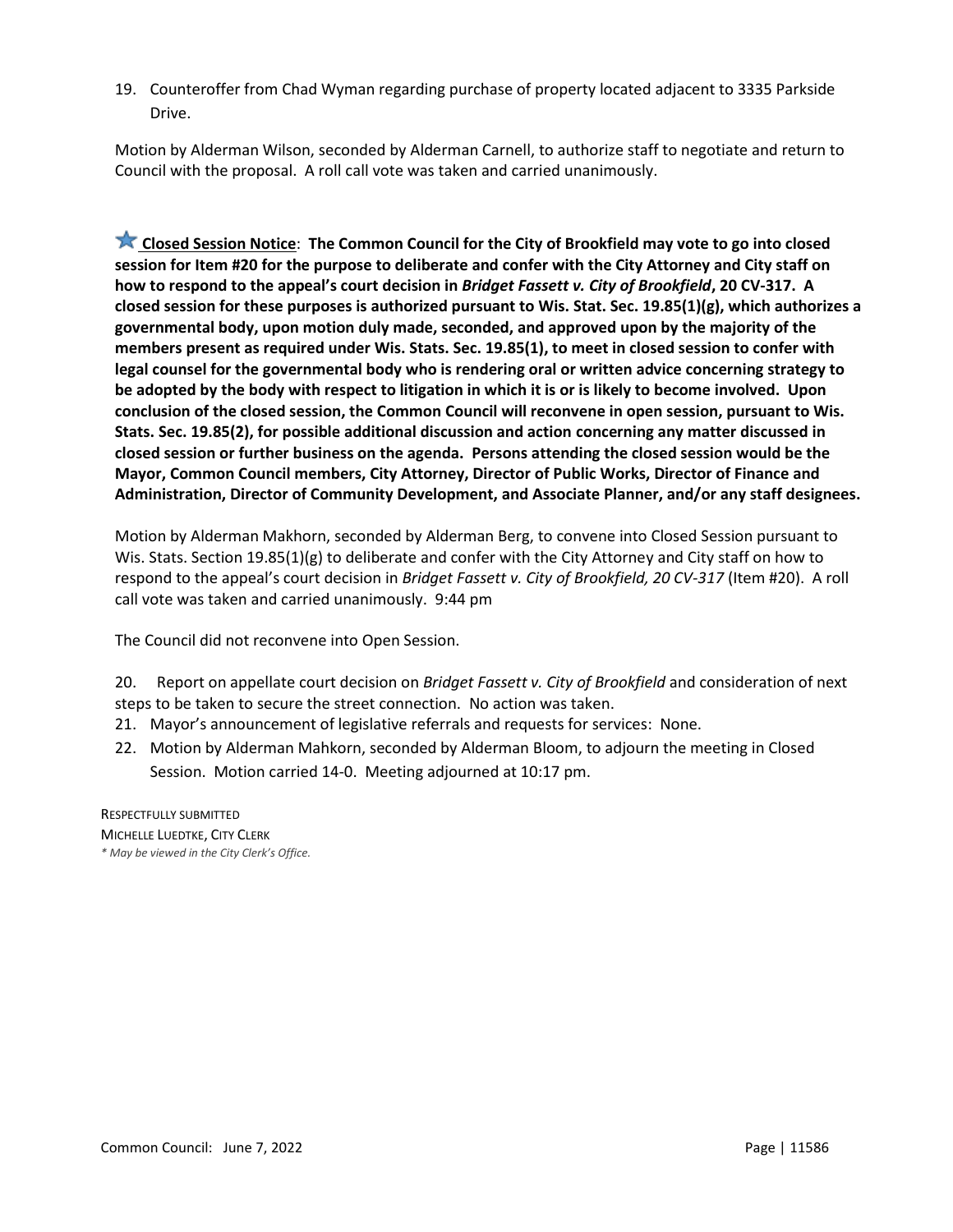19. Counteroffer from Chad Wyman regarding purchase of property located adjacent to 3335 Parkside Drive.

Motion by Alderman Wilson, seconded by Alderman Carnell, to authorize staff to negotiate and return to Council with the proposal. A roll call vote was taken and carried unanimously.

**Closed Session Notice**: **The Common Council for the City of Brookfield may vote to go into closed session for Item #20 for the purpose to deliberate and confer with the City Attorney and City staff on how to respond to the appeal's court decision in *Bridget Fassett v. City of Brookfield*, 20 CV-317. A closed session for these purposes is authorized pursuant to Wis. Stat. Sec. 19.85(1)(g), which authorizes a governmental body, upon motion duly made, seconded, and approved upon by the majority of the members present as required under Wis. Stats. Sec. 19.85(1), to meet in closed session to confer with legal counsel for the governmental body who is rendering oral or written advice concerning strategy to be adopted by the body with respect to litigation in which it is or is likely to become involved. Upon conclusion of the closed session, the Common Council will reconvene in open session, pursuant to Wis. Stats. Sec. 19.85(2), for possible additional discussion and action concerning any matter discussed in closed session or further business on the agenda. Persons attending the closed session would be the Mayor, Common Council members, City Attorney, Director of Public Works, Director of Finance and Administration, Director of Community Development, and Associate Planner, and/or any staff designees.**

Motion by Alderman Makhorn, seconded by Alderman Berg, to convene into Closed Session pursuant to Wis. Stats. Section 19.85(1)(g) to deliberate and confer with the City Attorney and City staff on how to respond to the appeal's court decision in *Bridget Fassett v. City of Brookfield, 20 CV-317* (Item #20). A roll call vote was taken and carried unanimously. 9:44 pm

The Council did not reconvene into Open Session.

20. Report on appellate court decision on *Bridget Fassett v. City of Brookfield* and consideration of next steps to be taken to secure the street connection. No action was taken.
21. Mayor's announcement of legislative referrals and requests for services: None.
22. Motion by Alderman Mahkorn, seconded by Alderman Bloom, to adjourn the meeting in Closed Session. Motion carried 14-0. Meeting adjourned at 10:17 pm.

RESPECTFULLY SUBMITTED
MICHELLE LUEDTKE, CITY CLERK
*\* May be viewed in the City Clerk's Office.*